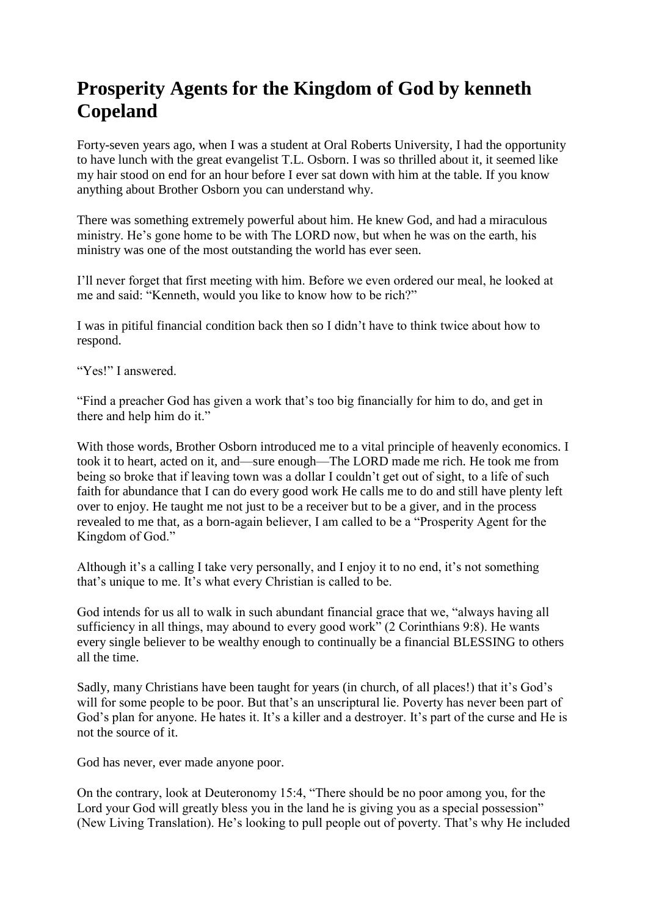# Prosperity Agents for the Kingdom of God by kenneth Copeland

Forty-seven years ago, when I was a student at Oral Roberts University, I had the opportunity to have lunch with the great evangelist T.L. Osborn. I was so thrilled about it, it seemed like my hair stood on end for an hour before I ever sat down with him at the table. If you know anything about Brother Osborn you can understand why.

There was something extremely powerful about him. He knew God, and had a miraculous ministry. He's gone home to be with The LORD now, but when he was on the earth, his ministry was one of the most outstanding the world has ever seen.

I'll never forget that first meeting with him. Before we even ordered our meal, he looked at me and said: "Kenneth, would you like to know how to be rich?"

I was in pitiful financial condition back then so I didn't have to think twice about how to respond.

"Yes!" I answered.

"Find a preacher God has given a work that's too big financially for him to do, and get in there and help him do it."

With those words, Brother Osborn introduced me to a vital principle of heavenly economics. I took it to heart, acted on it, and—sure enough—The LORD made me rich. He took me from being so broke that if leaving town was a dollar I couldn't get out of sight, to a life of such faith for abundance that I can do every good work He calls me to do and still have plenty left over to enjoy. He taught me not just to be a receiver but to be a giver, and in the process revealed to me that, as a born-again believer, I am called to be a "Prosperity Agent for the Kingdom of God."

Although it's a calling I take very personally, and I enjoy it to no end, it's not something that's unique to me. It's what every Christian is called to be.

God intends for us all to walk in such abundant financial grace that we, "always having all sufficiency in all things, may abound to every good work" (2 Corinthians 9:8). He wants every single believer to be wealthy enough to continually be a financial BLESSING to others all the time.

Sadly, many Christians have been taught for years (in church, of all places!) that it's God's will for some people to be poor. But that's an unscriptural lie. Poverty has never been part of God's plan for anyone. He hates it. It's a killer and a destroyer. It's part of the curse and He is not the source of it.

God has never, ever made anyone poor.

On the contrary, look at Deuteronomy 15:4, "There should be no poor among you, for the Lord your God will greatly bless you in the land he is giving you as a special possession" (New Living Translation). He's looking to pull people out of poverty. That's why He included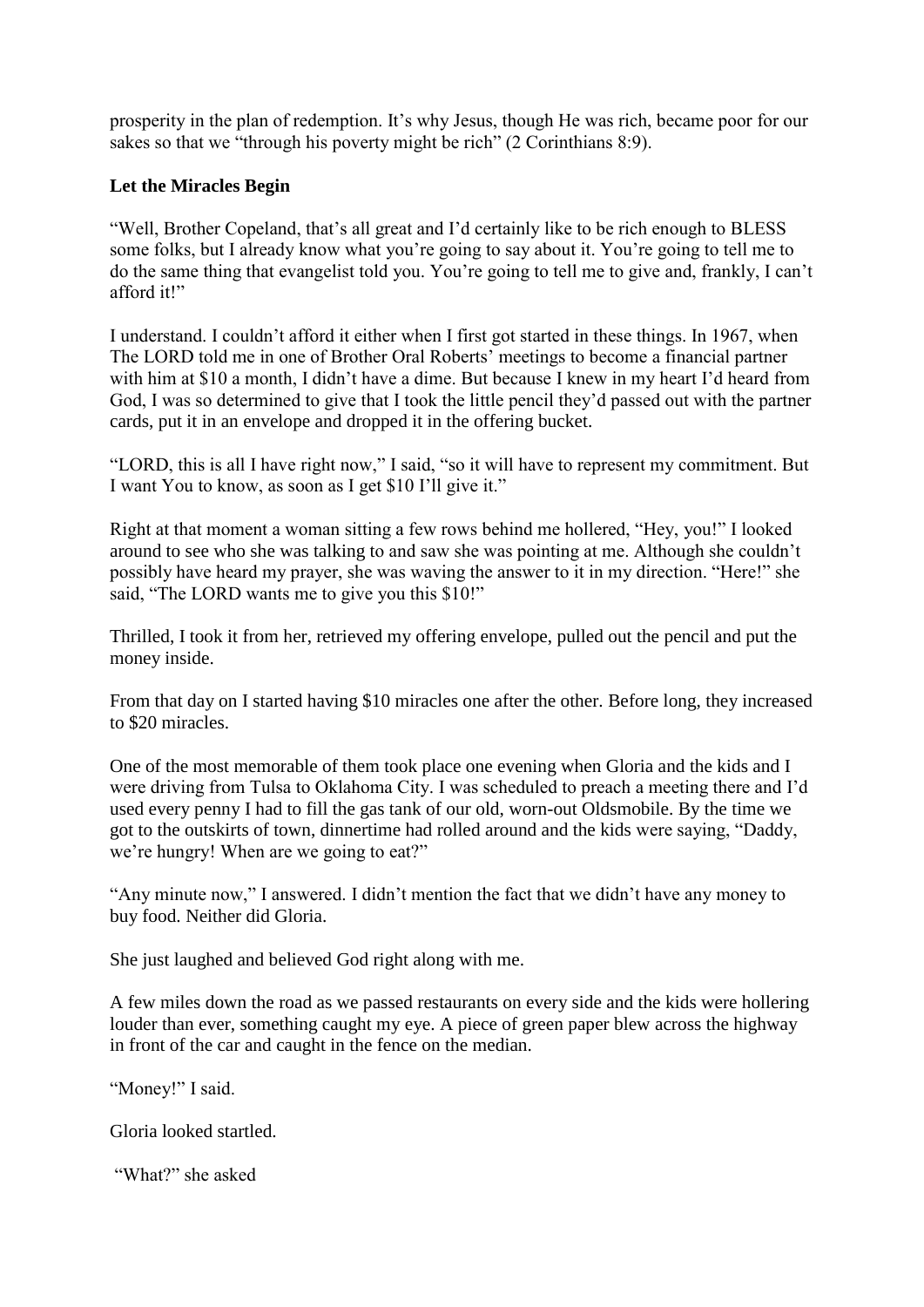prosperity in the plan of redemption. It's why Jesus, though He was rich, became poor for our sakes so that we "through his poverty might be rich" (2 Corinthians 8:9).

**Let the Miracles Begin**

"Well, Brother Copeland, that's all great and I'd certainly like to be rich enough to BLESS some folks, but I already know what you're going to say about it. You're going to tell me to do the same thing that evangelist told you. You're going to tell me to give and, frankly, I can't afford it!"

I understand. I couldn't afford it either when I first got started in these things. In 1967, when The LORD told me in one of Brother Oral Roberts' meetings to become a financial partner with him at $10 a month, I didn't have a dime. But because I knew in my heart I'd heard from God, I was so determined to give that I took the little pencil they'd passed out with the partner cards, put it in an envelope and dropped it in the offering bucket.

"LORD, this is all I have right now," I said, "so it will have to represent my commitment. But I want You to know, as soon as I get $10 I'll give it."

Right at that moment a woman sitting a few rows behind me hollered, "Hey, you!" I looked around to see who she was talking to and saw she was pointing at me. Although she couldn't possibly have heard my prayer, she was waving the answer to it in my direction. "Here!" she said, "The LORD wants me to give you this $10!"

Thrilled, I took it from her, retrieved my offering envelope, pulled out the pencil and put the money inside.

From that day on I started having $10 miracles one after the other. Before long, they increased to $20 miracles.

One of the most memorable of them took place one evening when Gloria and the kids and I were driving from Tulsa to Oklahoma City. I was scheduled to preach a meeting there and I'd used every penny I had to fill the gas tank of our old, worn-out Oldsmobile. By the time we got to the outskirts of town, dinnertime had rolled around and the kids were saying, "Daddy, we're hungry! When are we going to eat?"

"Any minute now," I answered. I didn't mention the fact that we didn't have any money to buy food. Neither did Gloria.

She just laughed and believed God right along with me.

A few miles down the road as we passed restaurants on every side and the kids were hollering louder than ever, something caught my eye. A piece of green paper blew across the highway in front of the car and caught in the fence on the median.

"Money!" I said.

Gloria looked startled.

"What?" she asked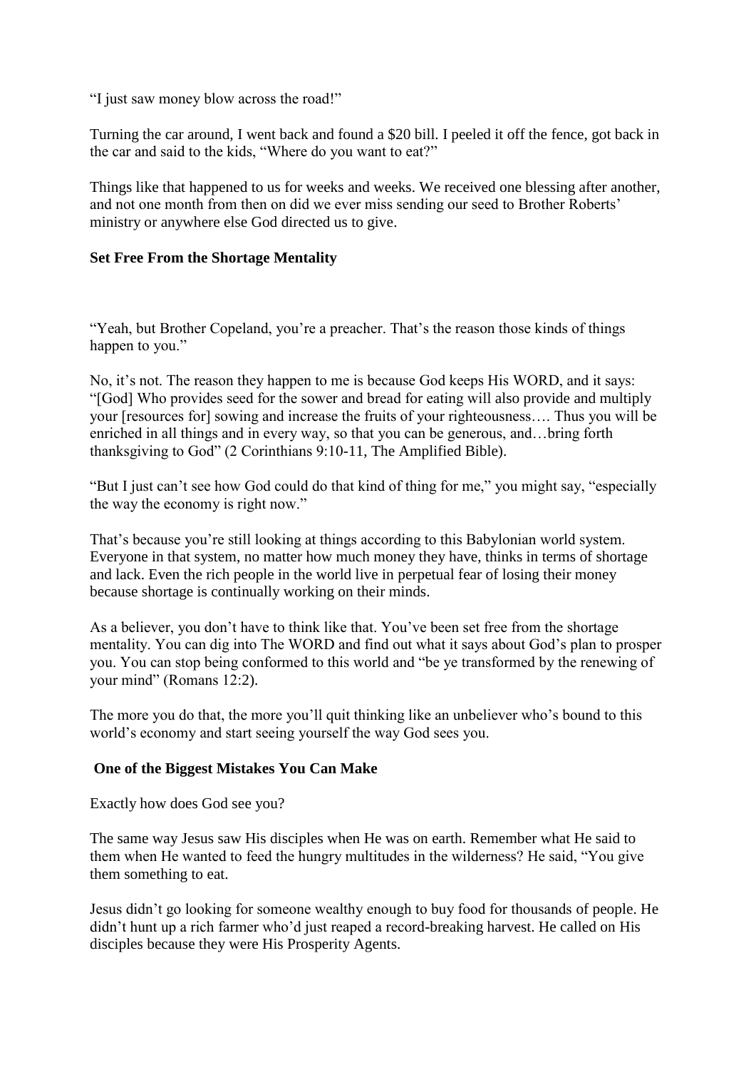"I just saw money blow across the road!"

Turning the car around, I went back and found a $20 bill. I peeled it off the fence, got back in the car and said to the kids, "Where do you want to eat?"

Things like that happened to us for weeks and weeks. We received one blessing after another, and not one month from then on did we ever miss sending our seed to Brother Roberts' ministry or anywhere else God directed us to give.

### Set Free From the Shortage Mentality

"Yeah, but Brother Copeland, you're a preacher. That's the reason those kinds of things happen to you."

No, it's not. The reason they happen to me is because God keeps His WORD, and it says: "[God] Who provides seed for the sower and bread for eating will also provide and multiply your [resources for] sowing and increase the fruits of your righteousness…. Thus you will be enriched in all things and in every way, so that you can be generous, and…bring forth thanksgiving to God" (2 Corinthians 9:10-11, The Amplified Bible).

"But I just can't see how God could do that kind of thing for me," you might say, "especially the way the economy is right now."

That's because you're still looking at things according to this Babylonian world system. Everyone in that system, no matter how much money they have, thinks in terms of shortage and lack. Even the rich people in the world live in perpetual fear of losing their money because shortage is continually working on their minds.

As a believer, you don't have to think like that. You've been set free from the shortage mentality. You can dig into The WORD and find out what it says about God's plan to prosper you. You can stop being conformed to this world and "be ye transformed by the renewing of your mind" (Romans 12:2).

The more you do that, the more you'll quit thinking like an unbeliever who's bound to this world's economy and start seeing yourself the way God sees you.

### One of the Biggest Mistakes You Can Make

Exactly how does God see you?

The same way Jesus saw His disciples when He was on earth. Remember what He said to them when He wanted to feed the hungry multitudes in the wilderness? He said, "You give them something to eat.

Jesus didn't go looking for someone wealthy enough to buy food for thousands of people. He didn't hunt up a rich farmer who'd just reaped a record-breaking harvest. He called on His disciples because they were His Prosperity Agents.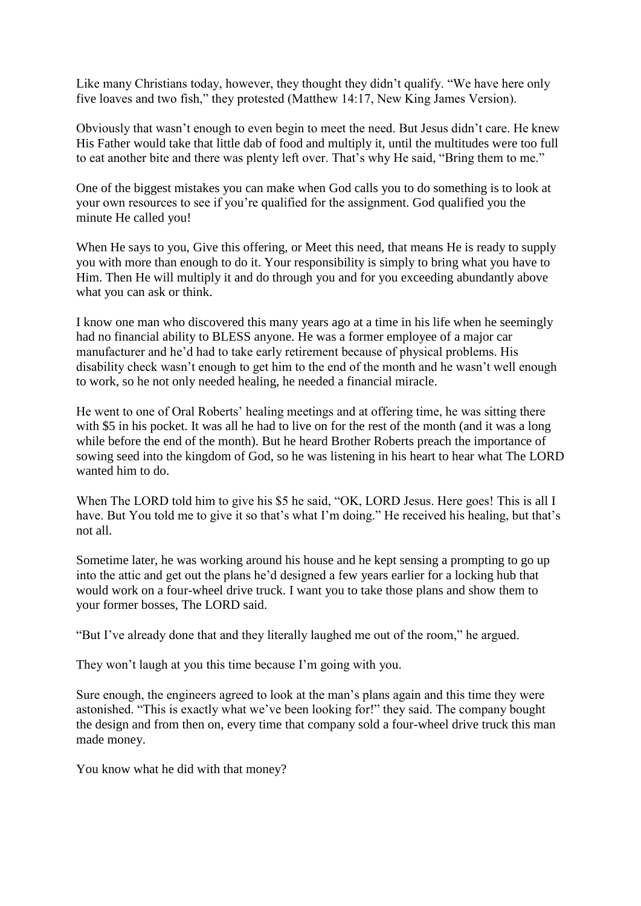Like many Christians today, however, they thought they didn't qualify. "We have here only five loaves and two fish," they protested (Matthew 14:17, New King James Version).

Obviously that wasn't enough to even begin to meet the need. But Jesus didn't care. He knew His Father would take that little dab of food and multiply it, until the multitudes were too full to eat another bite and there was plenty left over. That's why He said, "Bring them to me."

One of the biggest mistakes you can make when God calls you to do something is to look at your own resources to see if you're qualified for the assignment. God qualified you the minute He called you!

When He says to you, Give this offering, or Meet this need, that means He is ready to supply you with more than enough to do it. Your responsibility is simply to bring what you have to Him. Then He will multiply it and do through you and for you exceeding abundantly above what you can ask or think.

I know one man who discovered this many years ago at a time in his life when he seemingly had no financial ability to BLESS anyone. He was a former employee of a major car manufacturer and he'd had to take early retirement because of physical problems. His disability check wasn't enough to get him to the end of the month and he wasn't well enough to work, so he not only needed healing, he needed a financial miracle.

He went to one of Oral Roberts' healing meetings and at offering time, he was sitting there with $5 in his pocket. It was all he had to live on for the rest of the month (and it was a long while before the end of the month). But he heard Brother Roberts preach the importance of sowing seed into the kingdom of God, so he was listening in his heart to hear what The LORD wanted him to do.

When The LORD told him to give his $5 he said, "OK, LORD Jesus. Here goes! This is all I have. But You told me to give it so that's what I'm doing." He received his healing, but that's not all.

Sometime later, he was working around his house and he kept sensing a prompting to go up into the attic and get out the plans he'd designed a few years earlier for a locking hub that would work on a four-wheel drive truck. I want you to take those plans and show them to your former bosses, The LORD said.

"But I've already done that and they literally laughed me out of the room," he argued.

They won't laugh at you this time because I'm going with you.

Sure enough, the engineers agreed to look at the man's plans again and this time they were astonished. "This is exactly what we've been looking for!" they said. The company bought the design and from then on, every time that company sold a four-wheel drive truck this man made money.

You know what he did with that money?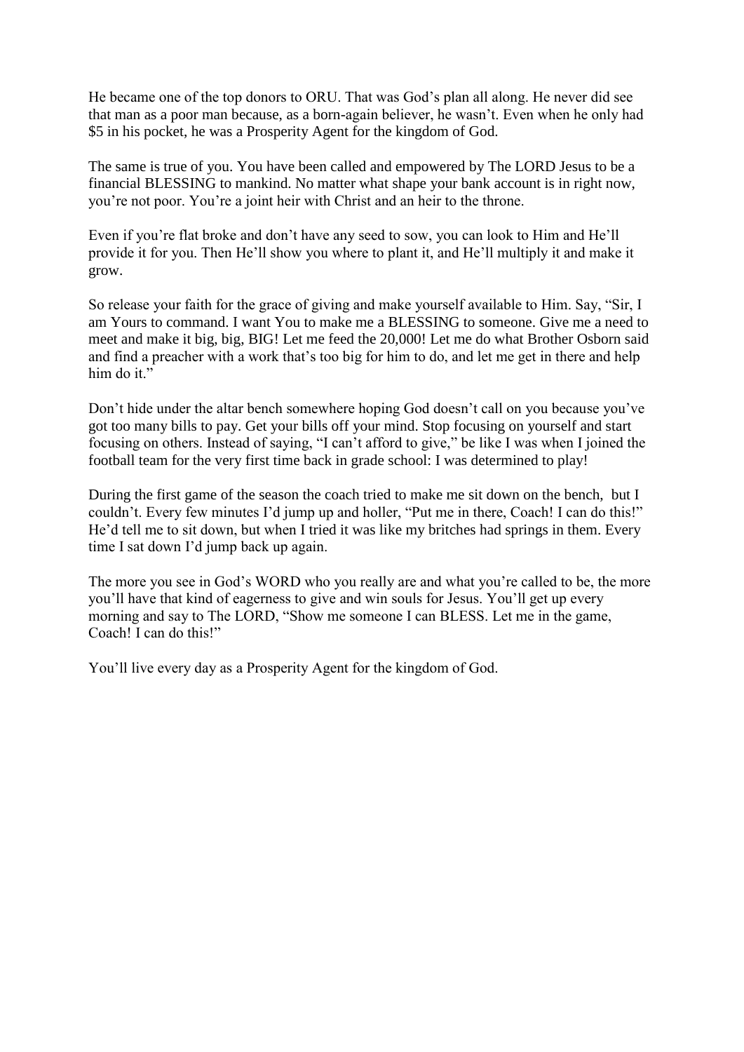He became one of the top donors to ORU. That was God's plan all along. He never did see that man as a poor man because, as a born-again believer, he wasn't. Even when he only had $5 in his pocket, he was a Prosperity Agent for the kingdom of God.

The same is true of you. You have been called and empowered by The LORD Jesus to be a financial BLESSING to mankind. No matter what shape your bank account is in right now, you're not poor. You're a joint heir with Christ and an heir to the throne.

Even if you're flat broke and don't have any seed to sow, you can look to Him and He'll provide it for you. Then He'll show you where to plant it, and He'll multiply it and make it grow.

So release your faith for the grace of giving and make yourself available to Him. Say, "Sir, I am Yours to command. I want You to make me a BLESSING to someone. Give me a need to meet and make it big, big, BIG! Let me feed the 20,000! Let me do what Brother Osborn said and find a preacher with a work that's too big for him to do, and let me get in there and help him do it."

Don't hide under the altar bench somewhere hoping God doesn't call on you because you've got too many bills to pay. Get your bills off your mind. Stop focusing on yourself and start focusing on others. Instead of saying, "I can't afford to give," be like I was when I joined the football team for the very first time back in grade school: I was determined to play!

During the first game of the season the coach tried to make me sit down on the bench, but I couldn't. Every few minutes I'd jump up and holler, "Put me in there, Coach! I can do this!" He'd tell me to sit down, but when I tried it was like my britches had springs in them. Every time I sat down I'd jump back up again.

The more you see in God's WORD who you really are and what you're called to be, the more you'll have that kind of eagerness to give and win souls for Jesus. You'll get up every morning and say to The LORD, "Show me someone I can BLESS. Let me in the game, Coach! I can do this!"

You'll live every day as a Prosperity Agent for the kingdom of God.